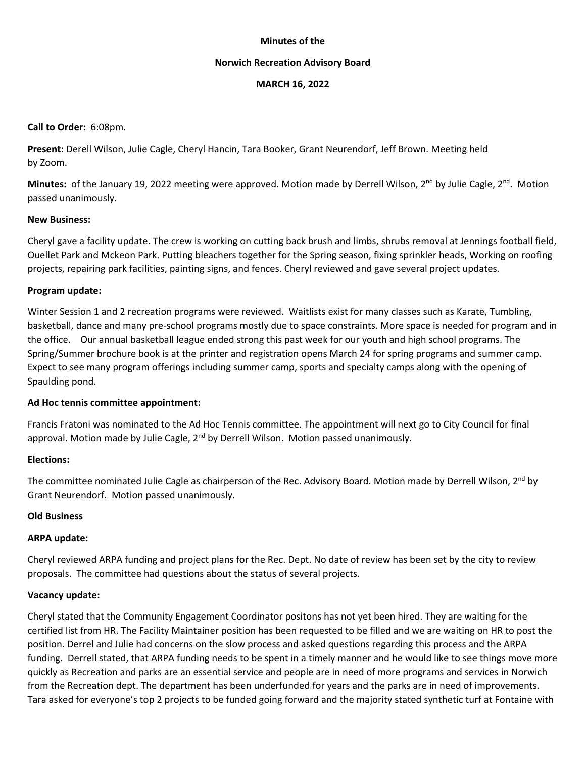**Minutes of the**

**Norwich Recreation Advisory Board**

**MARCH 16, 2022**

**Call to Order:** 6:08pm.

**Present:** Derell Wilson, Julie Cagle, Cheryl Hancin, Tara Booker, Grant Neurendorf, Jeff Brown. Meeting held by Zoom.

**Minutes:** of the January 19, 2022 meeting were approved. Motion made by Derrell Wilson, 2nd by Julie Cagle, 2nd. Motion passed unanimously.

**New Business:**

Cheryl gave a facility update. The crew is working on cutting back brush and limbs, shrubs removal at Jennings football field, Ouellet Park and Mckeon Park. Putting bleachers together for the Spring season, fixing sprinkler heads, Working on roofing projects, repairing park facilities, painting signs, and fences. Cheryl reviewed and gave several project updates.

**Program update:**

Winter Session 1 and 2 recreation programs were reviewed. Waitlists exist for many classes such as Karate, Tumbling, basketball, dance and many pre-school programs mostly due to space constraints. More space is needed for program and in the office. Our annual basketball league ended strong this past week for our youth and high school programs. The Spring/Summer brochure book is at the printer and registration opens March 24 for spring programs and summer camp. Expect to see many program offerings including summer camp, sports and specialty camps along with the opening of Spaulding pond.

**Ad Hoc tennis committee appointment:**

Francis Fratoni was nominated to the Ad Hoc Tennis committee. The appointment will next go to City Council for final approval. Motion made by Julie Cagle, 2nd by Derrell Wilson. Motion passed unanimously.

**Elections:**

The committee nominated Julie Cagle as chairperson of the Rec. Advisory Board. Motion made by Derrell Wilson, 2nd by Grant Neurendorf. Motion passed unanimously.

**Old Business**

**ARPA update:**

Cheryl reviewed ARPA funding and project plans for the Rec. Dept. No date of review has been set by the city to review proposals. The committee had questions about the status of several projects.

**Vacancy update:**

Cheryl stated that the Community Engagement Coordinator positons has not yet been hired. They are waiting for the certified list from HR. The Facility Maintainer position has been requested to be filled and we are waiting on HR to post the position. Derrel and Julie had concerns on the slow process and asked questions regarding this process and the ARPA funding. Derrell stated, that ARPA funding needs to be spent in a timely manner and he would like to see things move more quickly as Recreation and parks are an essential service and people are in need of more programs and services in Norwich from the Recreation dept. The department has been underfunded for years and the parks are in need of improvements. Tara asked for everyone's top 2 projects to be funded going forward and the majority stated synthetic turf at Fontaine with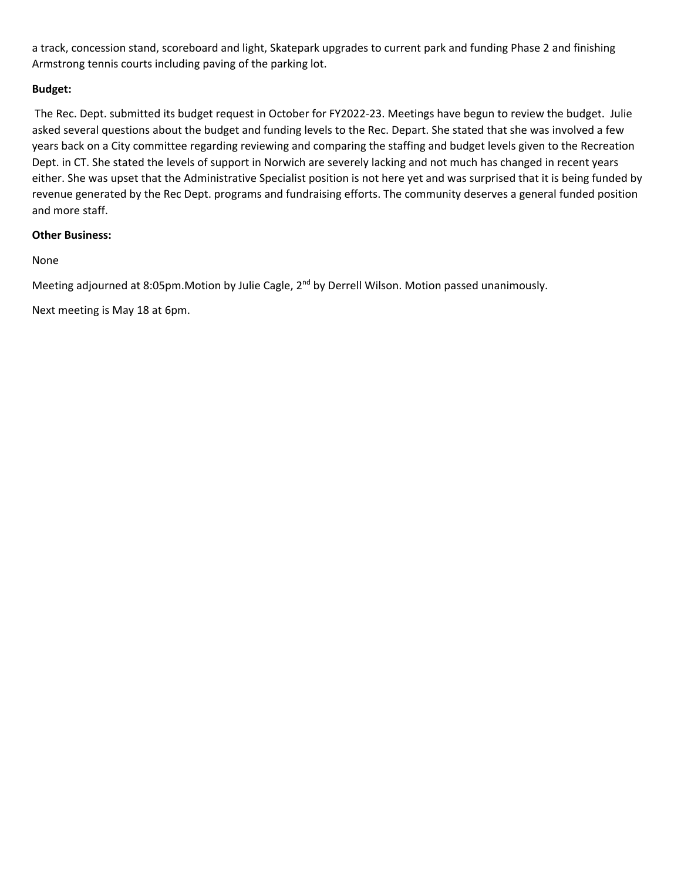a track, concession stand, scoreboard and light, Skatepark upgrades to current park and funding Phase 2 and finishing Armstrong tennis courts including paving of the parking lot.

**Budget:**

The Rec. Dept. submitted its budget request in October for FY2022-23. Meetings have begun to review the budget. Julie asked several questions about the budget and funding levels to the Rec. Depart. She stated that she was involved a few years back on a City committee regarding reviewing and comparing the staffing and budget levels given to the Recreation Dept. in CT. She stated the levels of support in Norwich are severely lacking and not much has changed in recent years either. She was upset that the Administrative Specialist position is not here yet and was surprised that it is being funded by revenue generated by the Rec Dept. programs and fundraising efforts. The community deserves a general funded position and more staff.

**Other Business:**

None

Meeting adjourned at 8:05pm.Motion by Julie Cagle, 2nd by Derrell Wilson. Motion passed unanimously.

Next meeting is May 18 at 6pm.